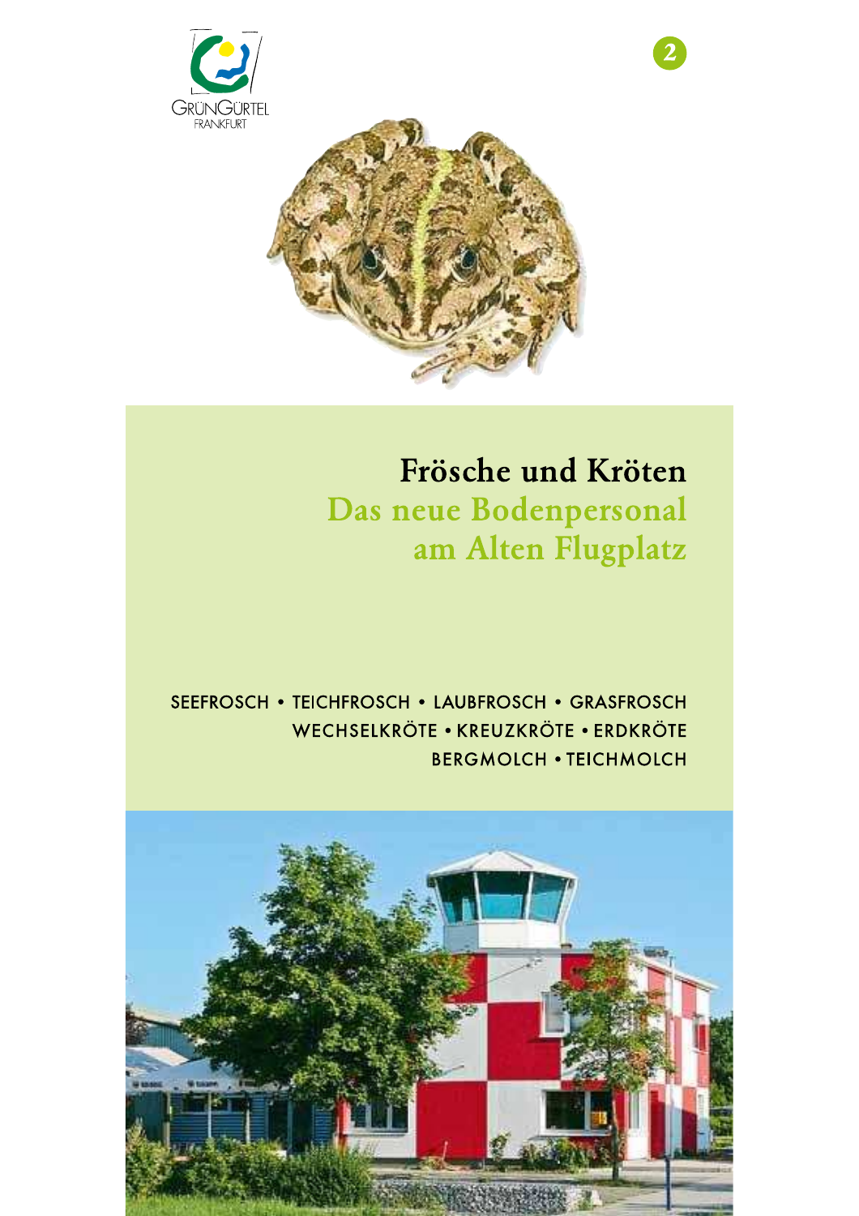GrünGürtel Frankfurt

2

# Frösche und Kröten

## Das neue Bodenpersonal am Alten Flugplatz

SEEFROSCH • TEICHFROSCH • LAUBFROSCH • GRASFROSCH
WECHSELKRÖTE • KREUZKRÖTE • ERDKRÖTE
BERGMOLCH • TEICHMOLCH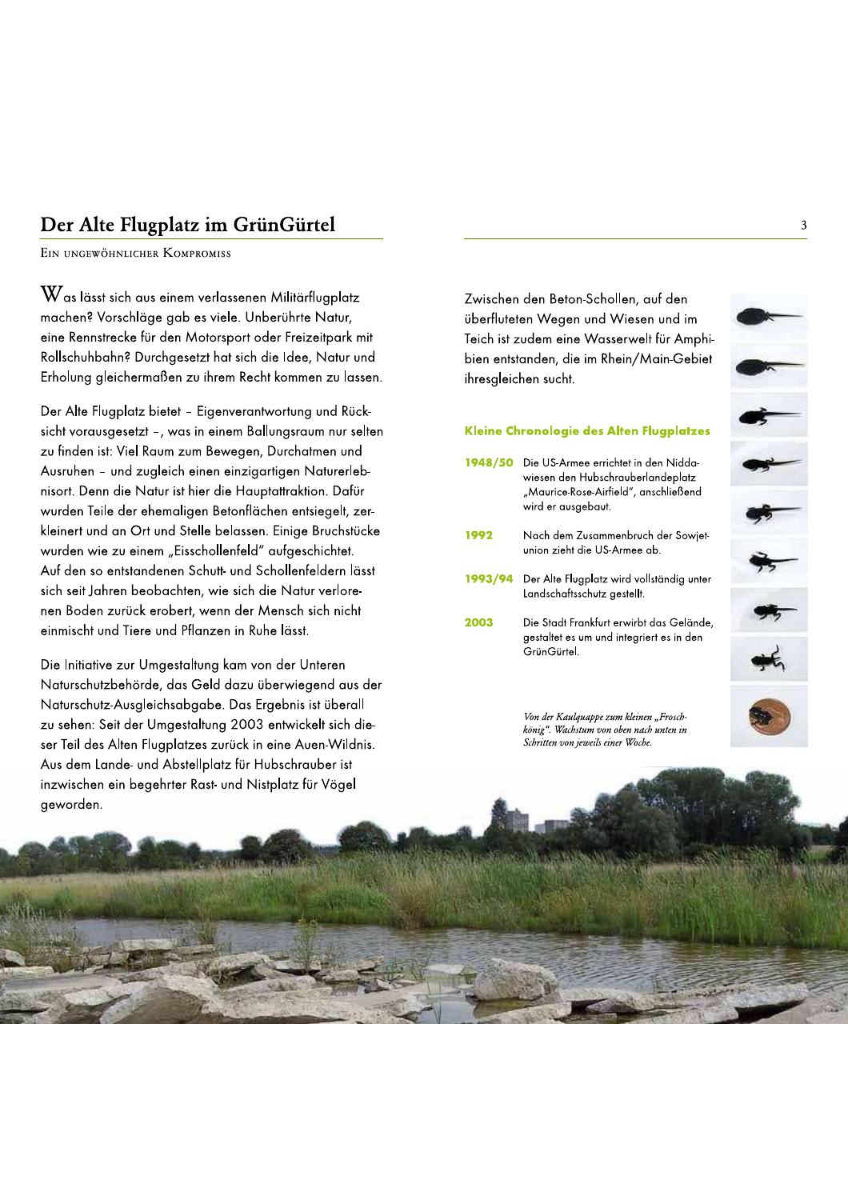# Der Alte Flugplatz im GrünGürtel

Ein ungewöhnlicher Kompromiss

Was lässt sich aus einem verlassenen Militärflugplatz machen? Vorschläge gab es viele. Unberührte Natur, eine Rennstrecke für den Motorsport oder Freizeitpark mit Rollschuhbahn? Durchgesetzt hat sich die Idee, Natur und Erholung gleichermaßen zu ihrem Recht kommen zu lassen.

Der Alte Flugplatz bietet – Eigenverantwortung und Rücksicht vorausgesetzt –, was in einem Ballungsraum nur selten zu finden ist: Viel Raum zum Bewegen, Durchatmen und Ausruhen – und zugleich einen einzigartigen Naturerlebnisort. Denn die Natur ist hier die Hauptattraktion. Dafür wurden Teile der ehemaligen Betonflächen entsiegelt, zerkleinert und an Ort und Stelle belassen. Einige Bruchstücke wurden wie zu einem „Eisschollenfeld" aufgeschichtet. Auf den so entstandenen Schutt- und Schollenfeldern lässt sich seit Jahren beobachten, wie sich die Natur verlorenen Boden zurück erobert, wenn der Mensch sich nicht einmischt und Tiere und Pflanzen in Ruhe lässt.

Die Initiative zur Umgestaltung kam von der Unteren Naturschutzbehörde, das Geld dazu überwiegend aus der Naturschutz-Ausgleichsabgabe. Das Ergebnis ist überall zu sehen: Seit der Umgestaltung 2003 entwickelt sich dieser Teil des Alten Flugplatzes zurück in eine Auen-Wildnis. Aus dem Lande- und Abstellplatz für Hubschrauber ist inzwischen ein begehrter Rast- und Nistplatz für Vögel geworden.

Zwischen den Beton-Schollen, auf den überfluteten Wegen und Wiesen und im Teich ist zudem eine Wasserwelt für Amphibien entstanden, die im Rhein/Main-Gebiet ihresgleichen sucht.

### Kleine Chronologie des Alten Flugplatzes

**1948/50** Die US-Armee errichtet in den Nidda-wiesen den Hubschrauberlandeplatz „Maurice-Rose-Airfield", anschließend wird er ausgebaut.

**1992** Nach dem Zusammenbruch der Sowjetunion zieht die US-Armee ab.

**1993/94** Der Alte Flugplatz wird vollständig unter Landschaftsschutz gestellt.

**2003** Die Stadt Frankfurt erwirbt das Gelände, gestaltet es um und integriert es in den GrünGürtel.

*Von der Kaulquappe zum kleinen „Froschkönig". Wachstum von oben nach unten in Schritten von jeweils einer Woche.*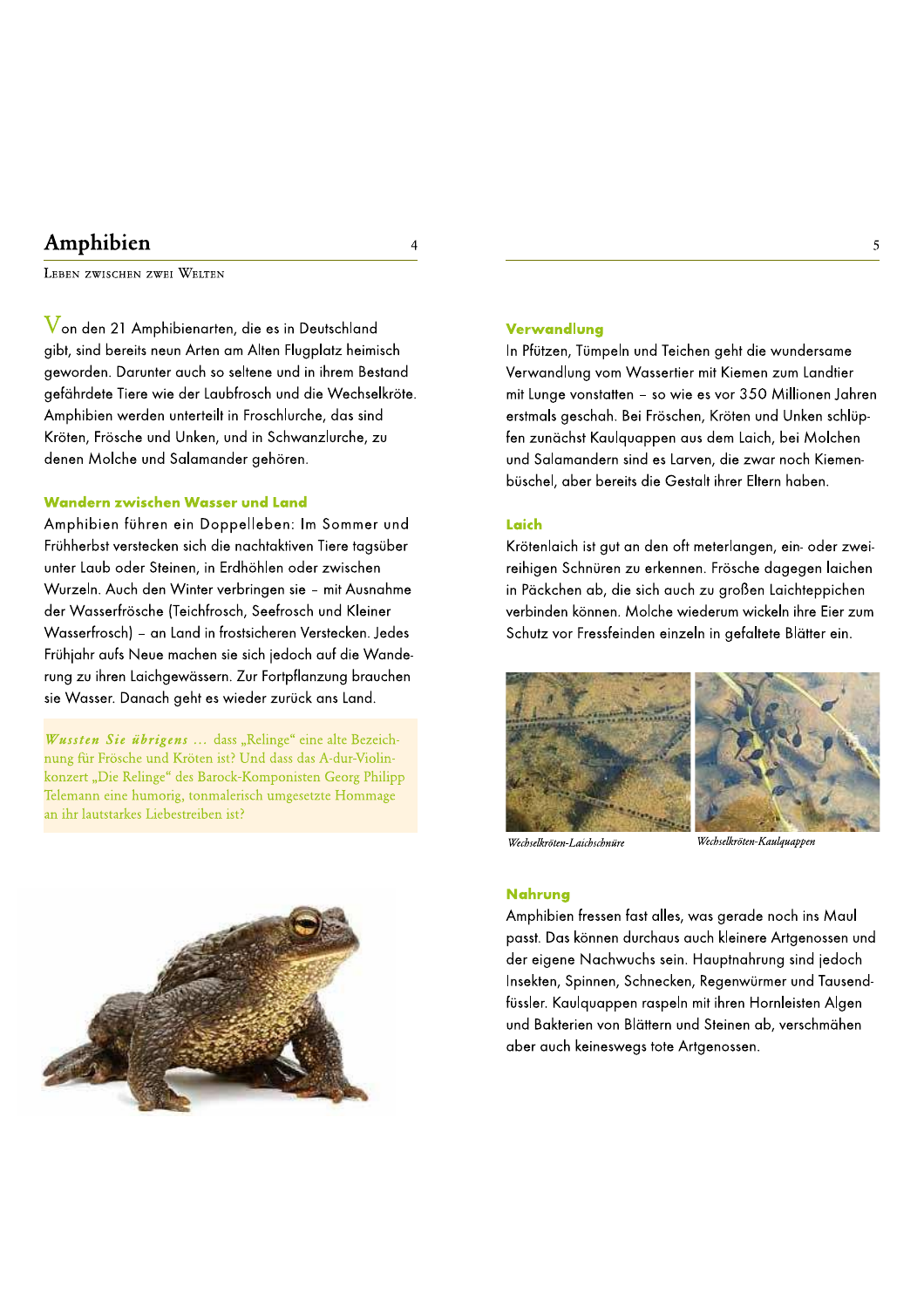# Amphibien

Leben zwischen zwei Welten

Von den 21 Amphibienarten, die es in Deutschland gibt, sind bereits neun Arten am Alten Flugplatz heimisch geworden. Darunter auch so seltene und in ihrem Bestand gefährdete Tiere wie der Laubfrosch und die Wechselkröte. Amphibien werden unterteilt in Froschlurche, das sind Kröten, Frösche und Unken, und in Schwanzlurche, zu denen Molche und Salamander gehören.

## Wandern zwischen Wasser und Land

Amphibien führen ein Doppelleben: Im Sommer und Frühherbst verstecken sich die nachtaktiven Tiere tagsüber unter Laub oder Steinen, in Erdhöhlen oder zwischen Wurzeln. Auch den Winter verbringen sie – mit Ausnahme der Wasserfrösche (Teichfrosch, Seefrosch und Kleiner Wasserfrosch) – an Land in frostsicheren Verstecken. Jedes Frühjahr aufs Neue machen sie sich jedoch auf die Wanderung zu ihren Laichgewässern. Zur Fortpflanzung brauchen sie Wasser. Danach geht es wieder zurück ans Land.

***Wussten Sie übrigens …*** dass „Relinge" eine alte Bezeichnung für Frösche und Kröten ist? Und dass das A-dur-Violinkonzert „Die Relinge" des Barock-Komponisten Georg Philipp Telemann eine humorig, tonmalerisch umgesetzte Hommage an ihr lautstarkes Liebestreiben ist?

## Verwandlung

In Pfützen, Tümpeln und Teichen geht die wundersame Verwandlung vom Wassertier mit Kiemen zum Landtier mit Lunge vonstatten – so wie es vor 350 Millionen Jahren erstmals geschah. Bei Fröschen, Kröten und Unken schlüpfen zunächst Kaulquappen aus dem Laich, bei Molchen und Salamandern sind es Larven, die zwar noch Kiemenbüschel, aber bereits die Gestalt ihrer Eltern haben.

## Laich

Krötenlaich ist gut an den oft meterlangen, ein- oder zweireihigen Schnüren zu erkennen. Frösche dagegen laichen in Päckchen ab, die sich auch zu großen Laichteppichen verbinden können. Molche wiederum wickeln ihre Eier zum Schutz vor Fressfeinden einzeln in gefaltete Blätter ein.

*Wechselkröten-Laichschnüre*

*Wechselkröten-Kaulquappen*

## Nahrung

Amphibien fressen fast alles, was gerade noch ins Maul passt. Das können durchaus auch kleinere Artgenossen und der eigene Nachwuchs sein. Hauptnahrung sind jedoch Insekten, Spinnen, Schnecken, Regenwürmer und Tausendfüssler. Kaulquappen raspeln mit ihren Hornleisten Algen und Bakterien von Blättern und Steinen ab, verschmähen aber auch keineswegs tote Artgenossen.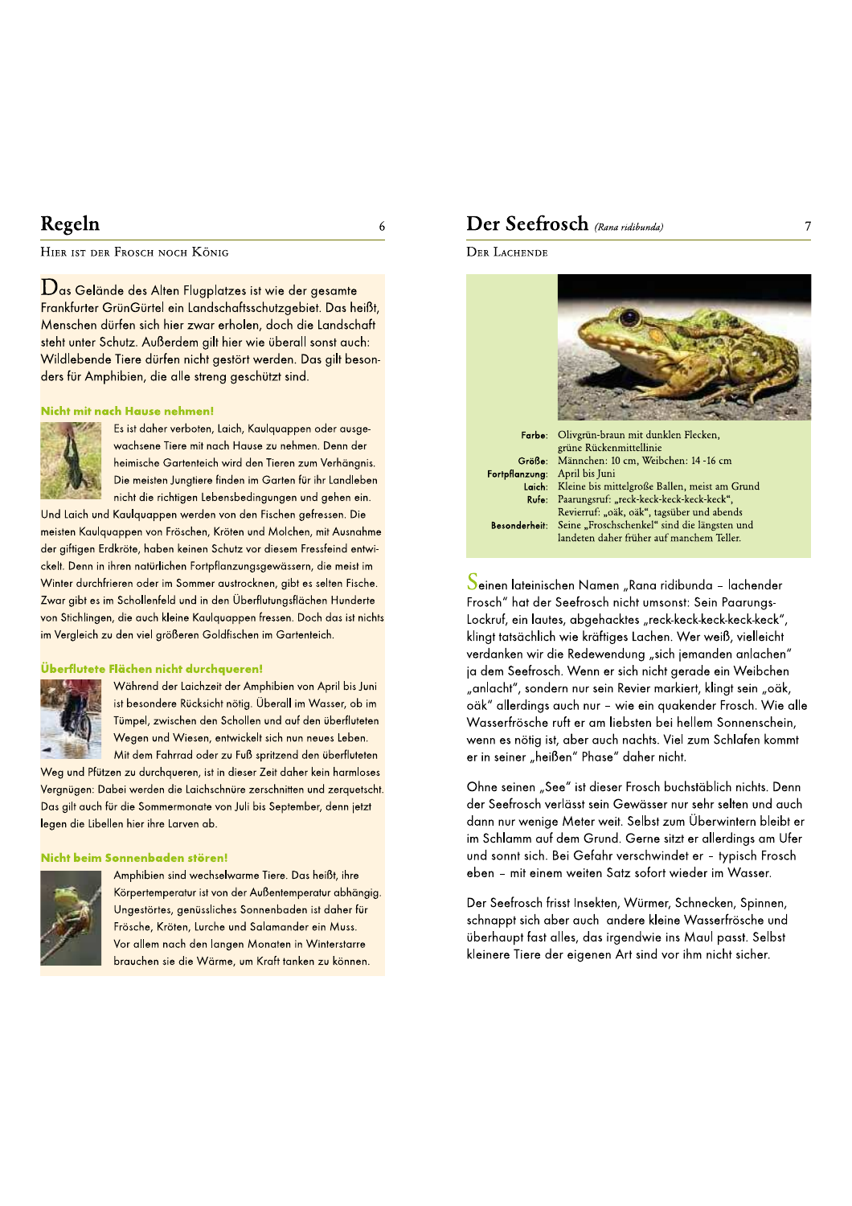# Regeln

Hier ist der Frosch noch König

Das Gelände des Alten Flugplatzes ist wie der gesamte Frankfurter GrünGürtel ein Landschaftsschutzgebiet. Das heißt, Menschen dürfen sich hier zwar erholen, doch die Landschaft steht unter Schutz. Außerdem gilt hier wie überall sonst auch: Wildlebende Tiere dürfen nicht gestört werden. Das gilt besonders für Amphibien, die alle streng geschützt sind.

### Nicht mit nach Hause nehmen!

Es ist daher verboten, Laich, Kaulquappen oder ausgewachsene Tiere mit nach Hause zu nehmen. Denn der heimische Gartenteich wird den Tieren zum Verhängnis. Die meisten Jungtiere finden im Garten für ihr Landleben nicht die richtigen Lebensbedingungen und gehen ein. Und Laich und Kaulquappen werden von den Fischen gefressen. Die meisten Kaulquappen von Fröschen, Kröten und Molchen, mit Ausnahme der giftigen Erdkröte, haben keinen Schutz vor diesem Fressfeind entwickelt. Denn in ihren natürlichen Fortpflanzungsgewässern, die meist im Winter durchfrieren oder im Sommer austrocknen, gibt es selten Fische. Zwar gibt es im Schollenfeld und in den Überflutungsflächen Hunderte von Stichlingen, die auch kleine Kaulquappen fressen. Doch das ist nichts im Vergleich zu den viel größeren Goldfischen im Gartenteich.

### Überflutete Flächen nicht durchqueren!

Während der Laichzeit der Amphibien von April bis Juni ist besondere Rücksicht nötig. Überall im Wasser, ob im Tümpel, zwischen den Schollen und auf den überfluteten Wegen und Wiesen, entwickelt sich nun neues Leben. Mit dem Fahrrad oder zu Fuß spritzend den überfluteten Weg und Pfützen zu durchqueren, ist in dieser Zeit daher kein harmloses Vergnügen: Dabei werden die Laichschnüre zerschnitten und zerquetscht. Das gilt auch für die Sommermonate von Juli bis September, denn jetzt legen die Libellen hier ihre Larven ab.

### Nicht beim Sonnenbaden stören!

Amphibien sind wechselwarme Tiere. Das heißt, ihre Körpertemperatur ist von der Außentemperatur abhängig. Ungestörtes, genüssliches Sonnenbaden ist daher für Frösche, Kröten, Lurche und Salamander ein Muss. Vor allem nach den langen Monaten in Winterstarre brauchen sie die Wärme, um Kraft tanken zu können.

# Der Seefrosch *(Rana ridibunda)*

Der Lachende

| | |
|---|---|
| **Farbe:** | Olivgrün-braun mit dunklen Flecken, grüne Rückenmittellinie |
| **Größe:** | Männchen: 10 cm, Weibchen: 14 -16 cm |
| **Fortpflanzung:** | April bis Juni |
| **Laich:** | Kleine bis mittelgroße Ballen, meist am Grund |
| **Rufe:** | Paarungsruf: „reck-keck-keck-keck-keck", Revierruf: „oäk, oäk", tagsüber und abends |
| **Besonderheit:** | Seine „Froschschenkel" sind die längsten und landeten daher früher auf manchem Teller. |

Seinen lateinischen Namen „Rana ridibunda – lachender Frosch" hat der Seefrosch nicht umsonst: Sein Paarungs-Lockruf, ein lautes, abgehacktes „reck-keck-keck-keck-keck", klingt tatsächlich wie kräftiges Lachen. Wer weiß, vielleicht verdanken wir die Redewendung „sich jemanden anlachen" ja dem Seefrosch. Wenn er sich nicht gerade ein Weibchen „anlacht", sondern nur sein Revier markiert, klingt sein „oäk, oäk" allerdings auch nur – wie ein quakender Frosch. Wie alle Wasserfrösche ruft er am liebsten bei hellem Sonnenschein, wenn es nötig ist, aber auch nachts. Viel zum Schlafen kommt er in seiner „heißen" Phase" daher nicht.

Ohne seinen „See" ist dieser Frosch buchstäblich nichts. Denn der Seefrosch verlässt sein Gewässer nur sehr selten und auch dann nur wenige Meter weit. Selbst zum Überwintern bleibt er im Schlamm auf dem Grund. Gerne sitzt er allerdings am Ufer und sonnt sich. Bei Gefahr verschwindet er – typisch Frosch eben – mit einem weiten Satz sofort wieder im Wasser.

Der Seefrosch frisst Insekten, Würmer, Schnecken, Spinnen, schnappt sich aber auch andere kleine Wasserfrösche und überhaupt fast alles, das irgendwie ins Maul passt. Selbst kleinere Tiere der eigenen Art sind vor ihm nicht sicher.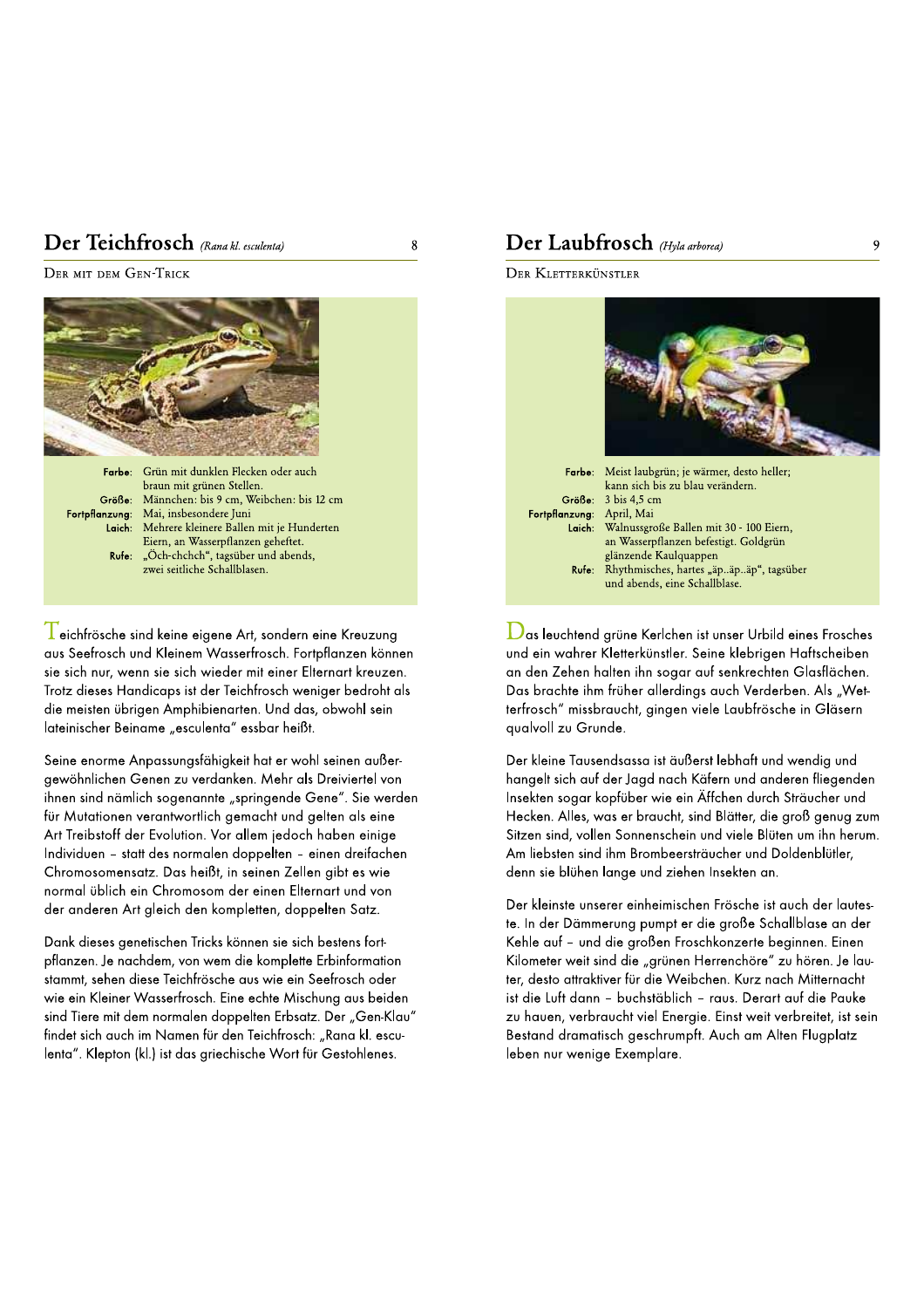## Der Teichfrosch *(Rana kl. esculenta)*

Der mit dem Gen-Trick

**Farbe:** Grün mit dunklen Flecken oder auch braun mit grünen Stellen.
**Größe:** Männchen: bis 9 cm, Weibchen: bis 12 cm
**Fortpflanzung:** Mai, insbesondere Juni
**Laich:** Mehrere kleinere Ballen mit je Hunderten Eiern, an Wasserpflanzen geheftet.
**Rufe:** „Öch-chchch", tagsüber und abends, zwei seitliche Schallblasen.

Teichfrösche sind keine eigene Art, sondern eine Kreuzung aus Seefrosch und Kleinem Wasserfrosch. Fortpflanzen können sie sich nur, wenn sie sich wieder mit einer Elternart kreuzen. Trotz dieses Handicaps ist der Teichfrosch weniger bedroht als die meisten übrigen Amphibienarten. Und das, obwohl sein lateinischer Beiname „esculenta" essbar heißt.

Seine enorme Anpassungsfähigkeit hat er wohl seinen außergewöhnlichen Genen zu verdanken. Mehr als Dreiviertel von ihnen sind nämlich sogenannte „springende Gene". Sie werden für Mutationen verantwortlich gemacht und gelten als eine Art Treibstoff der Evolution. Vor allem jedoch haben einige Individuen – statt des normalen doppelten – einen dreifachen Chromosomensatz. Das heißt, in seinen Zellen gibt es wie normal üblich ein Chromosom der einen Elternart und von der anderen Art gleich den kompletten, doppelten Satz.

Dank dieses genetischen Tricks können sie sich bestens fortpflanzen. Je nachdem, von wem die komplette Erbinformation stammt, sehen diese Teichfrösche aus wie ein Seefrosch oder wie ein Kleiner Wasserfrosch. Eine echte Mischung aus beiden sind Tiere mit dem normalen doppelten Erbsatz. Der „Gen-Klau" findet sich auch im Namen für den Teichfrosch: „Rana kl. esculenta". Klepton (kl.) ist das griechische Wort für Gestohlenes.

## Der Laubfrosch *(Hyla arborea)*

Der Kletterkünstler

**Farbe:** Meist laubgrün; je wärmer, desto heller; kann sich bis zu blau verändern.
**Größe:** 3 bis 4,5 cm
**Fortpflanzung:** April, Mai
**Laich:** Walnussgroße Ballen mit 30 - 100 Eiern, an Wasserpflanzen befestigt. Goldgrün glänzende Kaulquappen
**Rufe:** Rhythmisches, hartes „äp..äp..äp", tagsüber und abends, eine Schallblase.

Das leuchtend grüne Kerlchen ist unser Urbild eines Frosches und ein wahrer Kletterkünstler. Seine klebrigen Haftscheiben an den Zehen halten ihn sogar auf senkrechten Glasflächen. Das brachte ihm früher allerdings auch Verderben. Als „Wetterfrosch" missbraucht, gingen viele Laubfrösche in Gläsern qualvoll zu Grunde.

Der kleine Tausendsassa ist äußerst lebhaft und wendig und hangelt sich auf der Jagd nach Käfern und anderen fliegenden Insekten sogar kopfüber wie ein Äffchen durch Sträucher und Hecken. Alles, was er braucht, sind Blätter, die groß genug zum Sitzen sind, vollen Sonnenschein und viele Blüten um ihn herum. Am liebsten sind ihm Brombeersträucher und Doldenblütler, denn sie blühen lange und ziehen Insekten an.

Der kleinste unserer einheimischen Frösche ist auch der lauteste. In der Dämmerung pumpt er die große Schallblase an der Kehle auf – und die großen Froschkonzerte beginnen. Einen Kilometer weit sind die „grünen Herrenchöre" zu hören. Je lauter, desto attraktiver für die Weibchen. Kurz nach Mitternacht ist die Luft dann – buchstäblich – raus. Derart auf die Pauke zu hauen, verbraucht viel Energie. Einst weit verbreitet, ist sein Bestand dramatisch geschrumpft. Auch am Alten Flugplatz leben nur wenige Exemplare.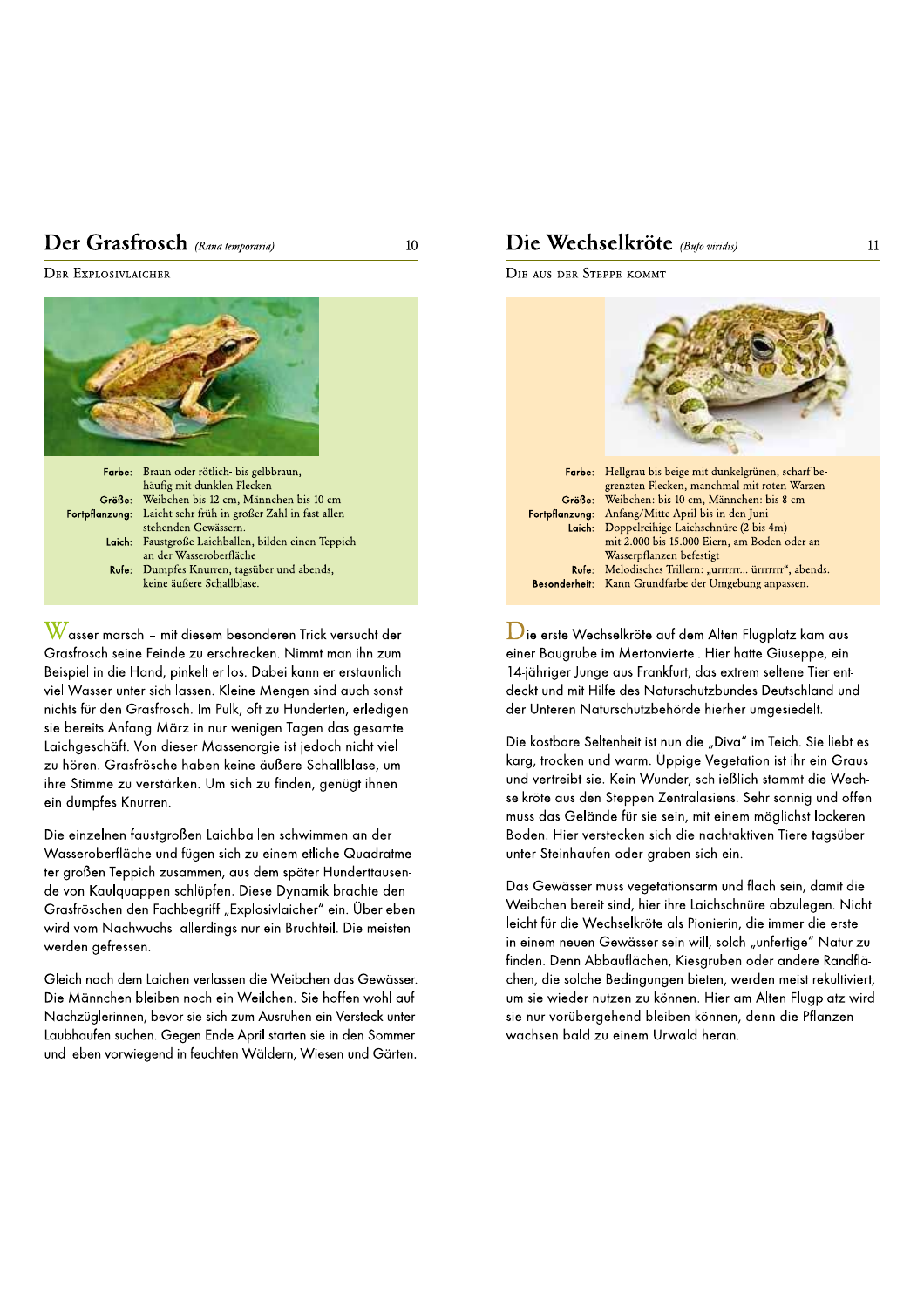## Der Grasfrosch *(Rana temporaria)*

Der Explosivlaicher

**Farbe:** Braun oder rötlich- bis gelbbraun, häufig mit dunklen Flecken
**Größe:** Weibchen bis 12 cm, Männchen bis 10 cm
**Fortpflanzung:** Laicht sehr früh in großer Zahl in fast allen stehenden Gewässern.
**Laich:** Faustgroße Laichballen, bilden einen Teppich an der Wasseroberfläche
**Rufe:** Dumpfes Knurren, tagsüber und abends, keine äußere Schallblase.

Wasser marsch – mit diesem besonderen Trick versucht der Grasfrosch seine Feinde zu erschrecken. Nimmt man ihn zum Beispiel in die Hand, pinkelt er los. Dabei kann er erstaunlich viel Wasser unter sich lassen. Kleine Mengen sind auch sonst nichts für den Grasfrosch. Im Pulk, oft zu Hunderten, erledigen sie bereits Anfang März in nur wenigen Tagen das gesamte Laichgeschäft. Von dieser Massenorgie ist jedoch nicht viel zu hören. Grasfrösche haben keine äußere Schallblase, um ihre Stimme zu verstärken. Um sich zu finden, genügt ihnen ein dumpfes Knurren.

Die einzelnen faustgroßen Laichballen schwimmen an der Wasseroberfläche und fügen sich zu einem etliche Quadratmeter großen Teppich zusammen, aus dem später Hunderttausende von Kaulquappen schlüpfen. Diese Dynamik brachte den Grasfröschen den Fachbegriff „Explosivlaicher" ein. Überleben wird vom Nachwuchs allerdings nur ein Bruchteil. Die meisten werden gefressen.

Gleich nach dem Laichen verlassen die Weibchen das Gewässer. Die Männchen bleiben noch ein Weilchen. Sie hoffen wohl auf Nachzüglerinnen, bevor sie sich zum Ausruhen ein Versteck unter Laubhaufen suchen. Gegen Ende April starten sie in den Sommer und leben vorwiegend in feuchten Wäldern, Wiesen und Gärten.

## Die Wechselkröte *(Bufo viridis)*

Die aus der Steppe kommt

**Farbe:** Hellgrau bis beige mit dunkelgrünen, scharf begrenzten Flecken, manchmal mit roten Warzen
**Größe:** Weibchen: bis 10 cm, Männchen: bis 8 cm
**Fortpflanzung:** Anfang/Mitte April bis in den Juni
**Laich:** Doppelreihige Laichschnüre (2 bis 4m) mit 2.000 bis 15.000 Eiern, am Boden oder an Wasserpflanzen befestigt
**Rufe:** Melodisches Trillern: „urrrrrr... ürrrrrr", abends.
**Besonderheit:** Kann Grundfarbe der Umgebung anpassen.

Die erste Wechselkröte auf dem Alten Flugplatz kam aus einer Baugrube im Mertonviertel. Hier hatte Giuseppe, ein 14-jähriger Junge aus Frankfurt, das extrem seltene Tier entdeckt und mit Hilfe des Naturschutzbundes Deutschland und der Unteren Naturschutzbehörde hierher umgesiedelt.

Die kostbare Seltenheit ist nun die „Diva" im Teich. Sie liebt es karg, trocken und warm. Üppige Vegetation ist ihr ein Graus und vertreibt sie. Kein Wunder, schließlich stammt die Wechselkröte aus den Steppen Zentralasiens. Sehr sonnig und offen muss das Gelände für sie sein, mit einem möglichst lockeren Boden. Hier verstecken sich die nachtaktiven Tiere tagsüber unter Steinhaufen oder graben sich ein.

Das Gewässer muss vegetationsarm und flach sein, damit die Weibchen bereit sind, hier ihre Laichschnüre abzulegen. Nicht leicht für die Wechselkröte als Pionierin, die immer die erste in einem neuen Gewässer sein will, solch „unfertige" Natur zu finden. Denn Abbauflächen, Kiesgruben oder andere Randflächen, die solche Bedingungen bieten, werden meist rekultiviert, um sie wieder nutzen zu können. Hier am Alten Flugplatz wird sie nur vorübergehend bleiben können, denn die Pflanzen wachsen bald zu einem Urwald heran.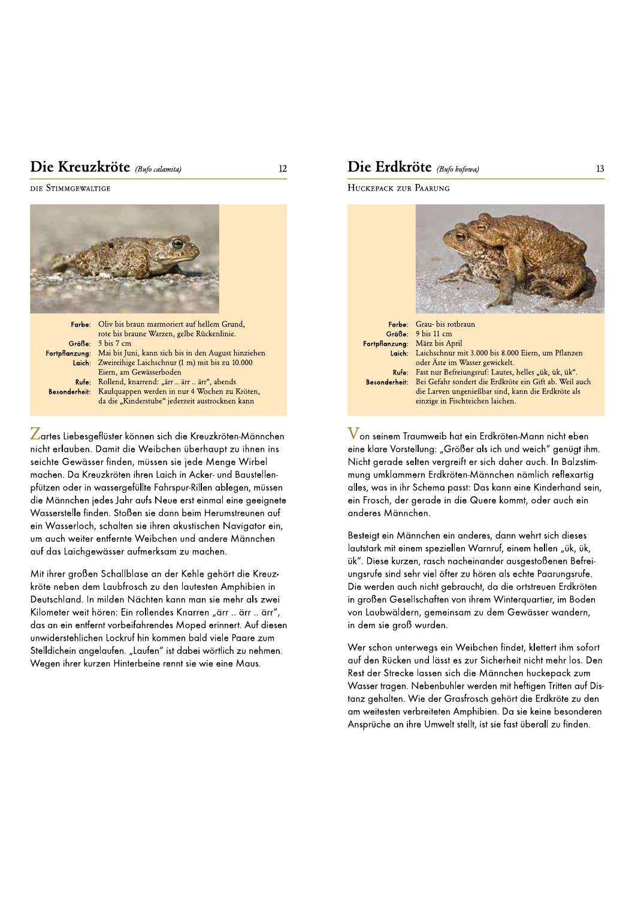## Die Kreuzkröte *(Bufo calamita)*

Die Stimmgewaltige

| | |
|---|---|
| **Farbe:** | Oliv bis braun marmoriert auf hellem Grund, rote bis braune Warzen, gelbe Rückenlinie. |
| **Größe:** | 5 bis 7 cm |
| **Fortpflanzung:** | Mai bis Juni, kann sich bis in den August hinziehen |
| **Laich:** | Zweireihige Laichschnur (1 m) mit bis zu 10.000 Eiern, am Gewässerboden |
| **Rufe:** | Rollend, knarrend: „ärr .. ärr .. ärr", abends |
| **Besonderheit:** | Kaulquappen werden in nur 4 Wochen zu Kröten, da die „Kinderstube" jederzeit austrocknen kann |

Zartes Liebesgeflüster können sich die Kreuzkröten-Männchen nicht erlauben. Damit die Weibchen überhaupt zu ihnen ins seichte Gewässer finden, müssen sie jede Menge Wirbel machen. Da Kreuzkröten ihren Laich in Acker- und Baustellenpfützen oder in wassergefüllte Fahrspur-Rillen ablegen, müssen die Männchen jedes Jahr aufs Neue erst einmal eine geeignete Wasserstelle finden. Stoßen sie dann beim Herumstreunen auf ein Wasserloch, schalten sie ihren akustischen Navigator ein, um auch weiter entfernte Weibchen und andere Männchen auf das Laichgewässer aufmerksam zu machen.

Mit ihrer großen Schallblase an der Kehle gehört die Kreuzkröte neben dem Laubfrosch zu den lautesten Amphibien in Deutschland. In milden Nächten kann man sie mehr als zwei Kilometer weit hören: Ein rollendes Knarren „ärr .. ärr .. ärr", das an ein entfernt vorbeifahrendes Moped erinnert. Auf diesen unwiderstehlichen Lockruf hin kommen bald viele Paare zum Stelldichein angelaufen. „Laufen" ist dabei wörtlich zu nehmen. Wegen ihrer kurzen Hinterbeine rennt sie wie eine Maus.

## Die Erdkröte *(Bufo bufowa)*

Huckepack zur Paarung

| | |
|---|---|
| **Farbe:** | Grau- bis rotbraun |
| **Größe:** | 9 bis 11 cm |
| **Fortpflanzung:** | März bis April |
| **Laich:** | Laichschnur mit 3.000 bis 8.000 Eiern, um Pflanzen oder Äste im Wasser gewickelt. |
| **Rufe:** | Fast nur Befreiungsruf: Lautes, helles „ük, ük, ük". |
| **Besonderheit:** | Bei Gefahr sondert die Erdkröte ein Gift ab. Weil auch die Larven ungenießbar sind, kann die Erdkröte als einzige in Fischteichen laichen. |

Von seinem Traumweib hat ein Erdkröten-Mann nicht eben eine klare Vorstellung: „Größer als ich und weich" genügt ihm. Nicht gerade selten vergreift er sich daher auch. In Balzstimmung umklammern Erdkröten-Männchen nämlich reflexartig alles, was in ihr Schema passt: Das kann eine Kinderhand sein, ein Frosch, der gerade in die Quere kommt, oder auch ein anderes Männchen.

Besteigt ein Männchen ein anderes, dann wehrt sich dieses lautstark mit einem speziellen Warnruf, einem hellen „ük, ük, ük". Diese kurzen, rasch nacheinander ausgestoßenen Befreiungsrufe sind sehr viel öfter zu hören als echte Paarungsrufe. Die werden auch nicht gebraucht, da die ortstreuen Erdkröten in großen Gesellschaften von ihrem Winterquartier, im Boden von Laubwäldern, gemeinsam zu dem Gewässer wandern, in dem sie groß wurden.

Wer schon unterwegs ein Weibchen findet, klettert ihm sofort auf den Rücken und lässt es zur Sicherheit nicht mehr los. Den Rest der Strecke lassen sich die Männchen huckepack zum Wasser tragen. Nebenbuhler werden mit heftigen Tritten auf Distanz gehalten. Wie der Grasfrosch gehört die Erdkröte zu den am weitesten verbreiteten Amphibien. Da sie keine besonderen Ansprüche an ihre Umwelt stellt, ist sie fast überall zu finden.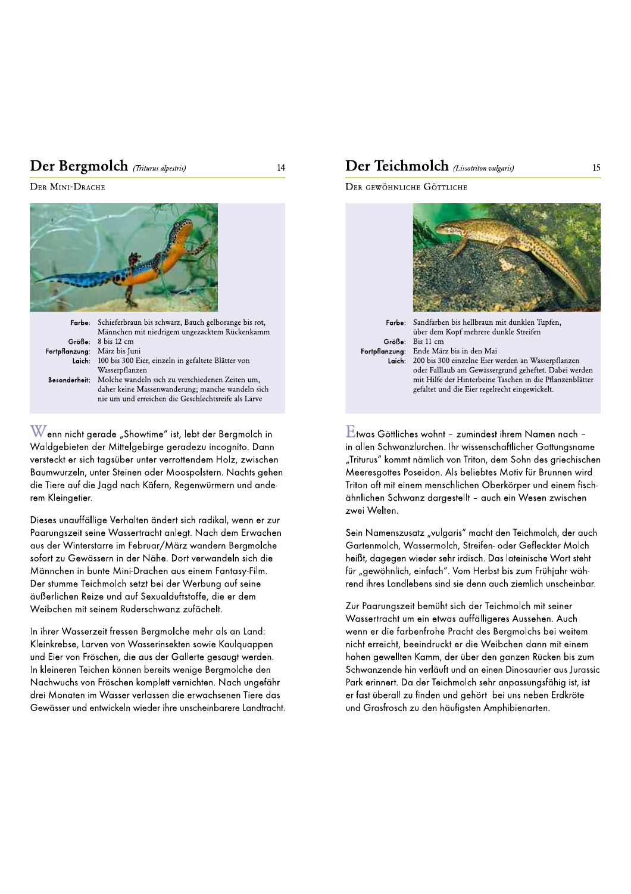## Der Bergmolch *(Triturus alpestris)*

Der Mini-Drache

| | |
|---|---|
| **Farbe:** | Schieferbraun bis schwarz, Bauch gelborange bis rot, Männchen mit niedrigem ungezacktem Rückenkamm |
| **Größe:** | 8 bis 12 cm |
| **Fortpflanzung:** | März bis Juni |
| **Laich:** | 100 bis 300 Eier, einzeln in gefaltete Blätter von Wasserpflanzen |
| **Besonderheit:** | Molche wandeln sich zu verschiedenen Zeiten um, daher keine Massenwanderung; manche wandeln sich nie um und erreichen die Geschlechtsreife als Larve |

Wenn nicht gerade „Showtime" ist, lebt der Bergmolch in Waldgebieten der Mittelgebirge geradezu incognito. Dann versteckt er sich tagsüber unter verrottendem Holz, zwischen Baumwurzeln, unter Steinen oder Moospolstern. Nachts gehen die Tiere auf die Jagd nach Käfern, Regenwürmern und anderem Kleingetier.

Dieses unauffällige Verhalten ändert sich radikal, wenn er zur Paarungszeit seine Wassertracht anlegt. Nach dem Erwachen aus der Winterstarre im Februar/März wandern Bergmolche sofort zu Gewässern in der Nähe. Dort verwandeln sich die Männchen in bunte Mini-Drachen aus einem Fantasy-Film. Der stumme Teichmolch setzt bei der Werbung auf seine äußerlichen Reize und auf Sexualduftstoffe, die er dem Weibchen mit seinem Ruderschwanz zufächelt.

In ihrer Wasserzeit fressen Bergmolche mehr als an Land: Kleinkrebse, Larven von Wasserinsekten sowie Kaulquappen und Eier von Fröschen, die aus der Gallerte gesaugt werden. In kleineren Teichen können bereits wenige Bergmolche den Nachwuchs von Fröschen komplett vernichten. Nach ungefähr drei Monaten im Wasser verlassen die erwachsenen Tiere das Gewässer und entwickeln wieder ihre unscheinbarere Landtracht.

## Der Teichmolch *(Lissotriton vulgaris)*

Der gewöhnliche Göttliche

| | |
|---|---|
| **Farbe:** | Sandfarben bis hellbraun mit dunklen Tupfen, über dem Kopf mehrere dunkle Streifen |
| **Größe:** | Bis 11 cm |
| **Fortpflanzung:** | Ende März bis in den Mai |
| **Laich:** | 200 bis 300 einzelne Eier werden an Wasserpflanzen oder Falllaub am Gewässergrund geheftet. Dabei werden mit Hilfe der Hinterbeine Taschen in die Pflanzenblätter gefaltet und die Eier regelrecht eingewickelt. |

Etwas Göttliches wohnt – zumindest ihrem Namen nach – in allen Schwanzlurchen. Ihr wissenschaftlicher Gattungsname „Triturus" kommt nämlich von Triton, dem Sohn des griechischen Meeresgottes Poseidon. Als beliebtes Motiv für Brunnen wird Triton oft mit einem menschlichen Oberkörper und einem fischähnlichen Schwanz dargestellt – auch ein Wesen zwischen zwei Welten.

Sein Namenszusatz „vulgaris" macht den Teichmolch, der auch Gartenmolch, Wassermolch, Streifen- oder Gefleckter Molch heißt, dagegen wieder sehr irdisch. Das lateinische Wort steht für „gewöhnlich, einfach". Vom Herbst bis zum Frühjahr während ihres Landlebens sind sie denn auch ziemlich unscheinbar.

Zur Paarungszeit bemüht sich der Teichmolch mit seiner Wassertracht um ein etwas auffälligeres Aussehen. Auch wenn er die farbenfrohe Pracht des Bergmolchs bei weitem nicht erreicht, beeindruckt er die Weibchen dann mit einem hohen gewellten Kamm, der über den ganzen Rücken bis zum Schwanzende hin verläuft und an einen Dinosaurier aus Jurassic Park erinnert. Da der Teichmolch sehr anpassungsfähig ist, ist er fast überall zu finden und gehört bei uns neben Erdkröte und Grasfrosch zu den häufigsten Amphibienarten.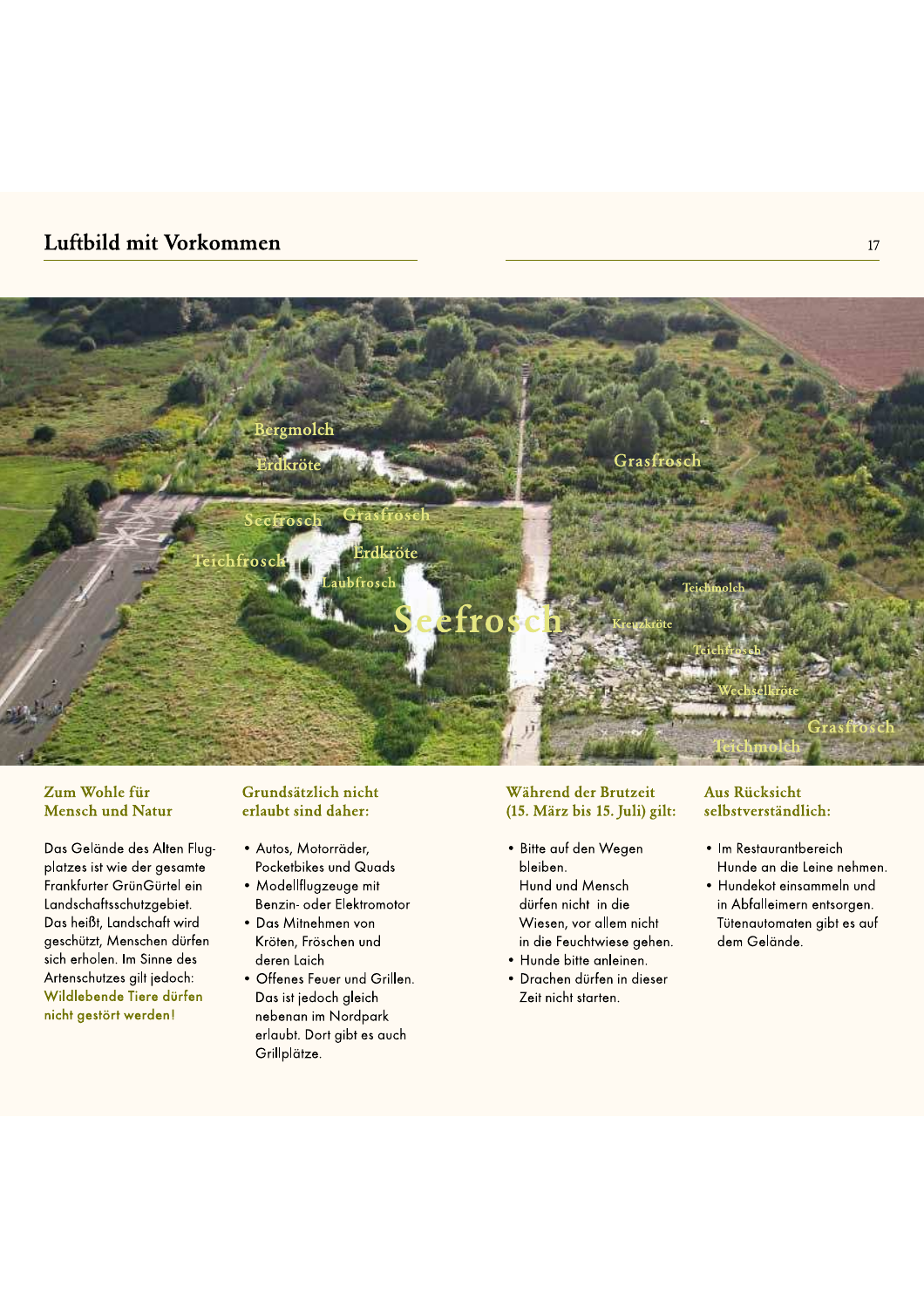## Luftbild mit Vorkommen

Bergmolch
Erdkröte
Grasfrosch
Seefrosch
Grasfrosch
Teichfrosch
Erdkröte
Laubfrosch
Seefrosch
Teichmolch
Kreuzkröte
Teichfrosch
Wechselkröte
Grasfrosch
Teichmolch

### Zum Wohle für Mensch und Natur

Das Gelände des Alten Flugplatzes ist wie der gesamte Frankfurter GrünGürtel ein Landschaftsschutzgebiet. Das heißt, Landschaft wird geschützt, Menschen dürfen sich erholen. Im Sinne des Artenschutzes gilt jedoch: **Wildlebende Tiere dürfen nicht gestört werden!**

### Grundsätzlich nicht erlaubt sind daher:

- Autos, Motorräder, Pocketbikes und Quads
- Modellflugzeuge mit Benzin- oder Elektromotor
- Das Mitnehmen von Kröten, Fröschen und deren Laich
- Offenes Feuer und Grillen. Das ist jedoch gleich nebenan im Nordpark erlaubt. Dort gibt es auch Grillplätze.

### Während der Brutzeit (15. März bis 15. Juli) gilt:

- Bitte auf den Wegen bleiben. Hund und Mensch dürfen nicht in die Wiesen, vor allem nicht in die Feuchtwiese gehen.
- Hunde bitte anleinen.
- Drachen dürfen in dieser Zeit nicht starten.

### Aus Rücksicht selbstverständlich:

- Im Restaurantbereich Hunde an die Leine nehmen.
- Hundekot einsammeln und in Abfalleimern entsorgen. Tütenautomaten gibt es auf dem Gelände.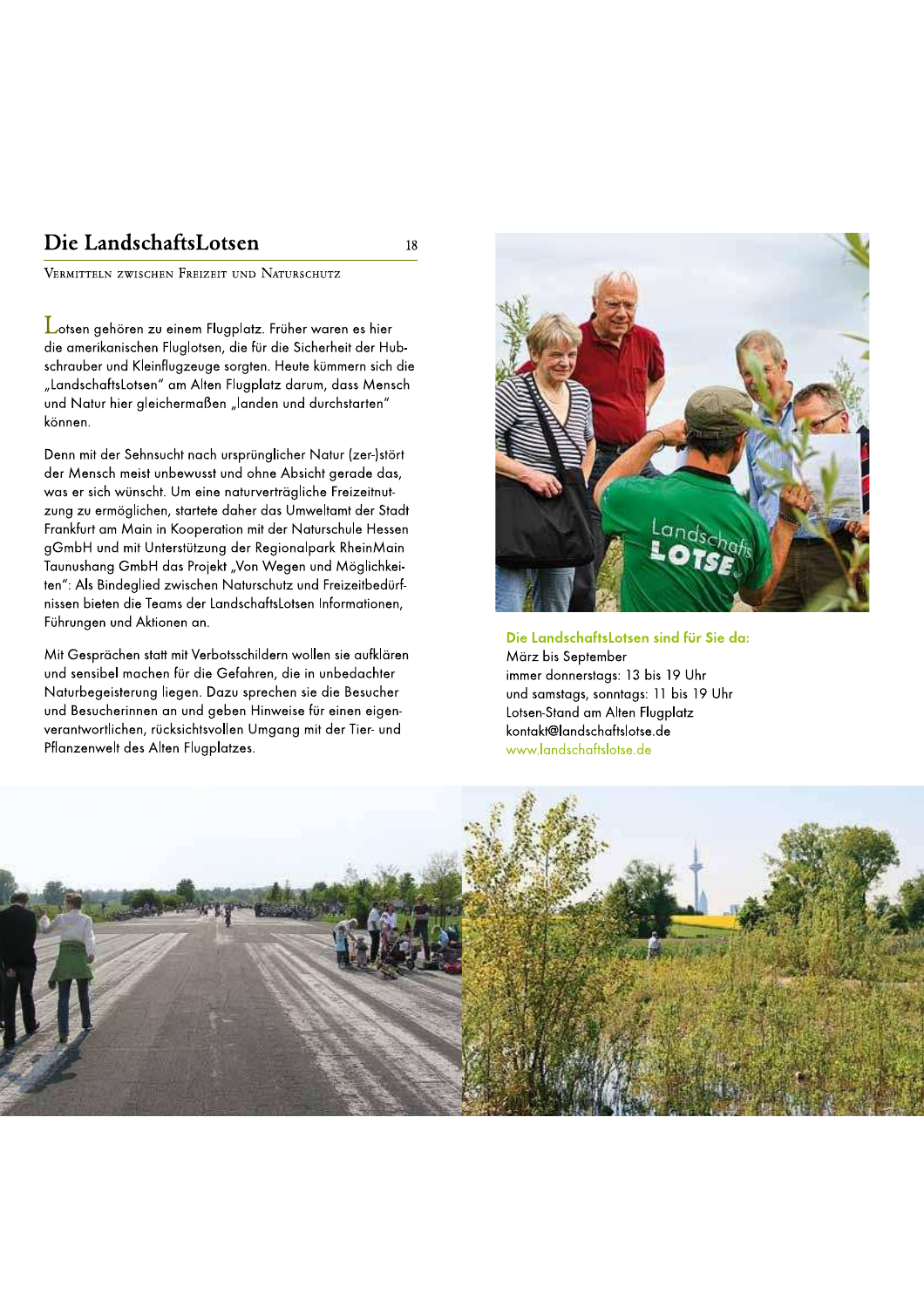## Die LandschaftsLotsen

Vermitteln zwischen Freizeit und Naturschutz

Lotsen gehören zu einem Flugplatz. Früher waren es hier die amerikanischen Fluglotsen, die für die Sicherheit der Hubschrauber und Kleinflugzeuge sorgten. Heute kümmern sich die „LandschaftsLotsen" am Alten Flugplatz darum, dass Mensch und Natur hier gleichermaßen „landen und durchstarten" können.

Denn mit der Sehnsucht nach ursprünglicher Natur (zer-)stört der Mensch meist unbewusst und ohne Absicht gerade das, was er sich wünscht. Um eine naturverträgliche Freizeitnutzung zu ermöglichen, startete daher das Umweltamt der Stadt Frankfurt am Main in Kooperation mit der Naturschule Hessen gGmbH und mit Unterstützung der Regionalpark RheinMain Taunushang GmbH das Projekt „Von Wegen und Möglichkeiten": Als Bindeglied zwischen Naturschutz und Freizeitbedürfnissen bieten die Teams der LandschaftsLotsen Informationen, Führungen und Aktionen an.

Mit Gesprächen statt mit Verbotsschildern wollen sie aufklären und sensibel machen für die Gefahren, die in unbedachter Naturbegeisterung liegen. Dazu sprechen sie die Besucher und Besucherinnen an und geben Hinweise für einen eigenverantwortlichen, rücksichtsvollen Umgang mit der Tier- und Pflanzenwelt des Alten Flugplatzes.

**Die LandschaftsLotsen sind für Sie da:**
März bis September
immer donnerstags: 13 bis 19 Uhr
und samstags, sonntags: 11 bis 19 Uhr
Lotsen-Stand am Alten Flugplatz
kontakt@landschaftslotse.de
www.landschaftslotse.de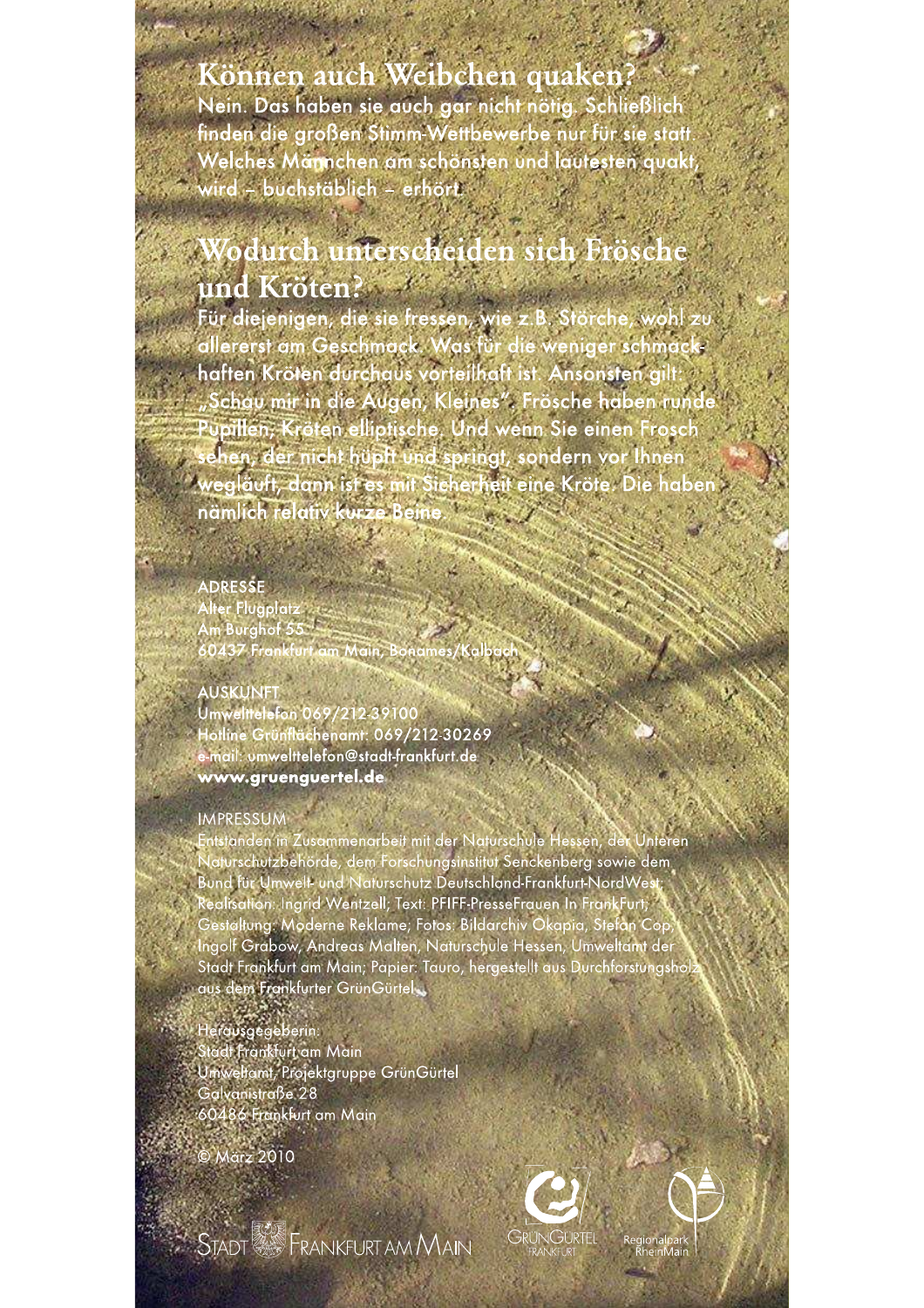## Können auch Weibchen quaken?

Nein. Das haben sie auch gar nicht nötig. Schließlich finden die großen Stimm-Wettbewerbe nur für sie statt. Welches Männchen am schönsten und lautesten quakt, wird – buchstäblich – erhört.

## Wodurch unterscheiden sich Frösche und Kröten?

Für diejenigen, die sie fressen, wie z.B. Störche, wohl zu allererst am Geschmack. Was für die weniger schmackhaften Kröten durchaus vorteilhaft ist. Ansonsten gilt: „Schau mir in die Augen, Kleines". Frösche haben runde Pupillen, Kröten elliptische. Und wenn Sie einen Frosch sehen, der nicht hüpft und springt, sondern vor Ihnen wegläuft, dann ist es mit Sicherheit eine Kröte. Die haben nämlich relativ kurze Beine.

ADRESSE
Alter Flugplatz
Am Burghof 55
60437 Frankfurt am Main, Bonames/Kalbach

AUSKUNFT
Umwelttelefon 069/212-39100
Hotline Grünflächenamt: 069/212-30269
e-mail: umwelttelefon@stadt-frankfurt.de
**www.gruenguertel.de**

IMPRESSUM
Entstanden in Zusammenarbeit mit der Naturschule Hessen, der Unteren Naturschutzbehörde, dem Forschungsinstitut Senckenberg sowie dem Bund für Umwelt- und Naturschutz Deutschland-Frankfurt-NordWest; Realisation: Ingrid Wentzell; Text: PFIFF-PresseFrauen In FrankFurt; Gestaltung: Moderne Reklame; Fotos: Bildarchiv Okapia, Stefan Cop, Ingolf Grabow, Andreas Malten, Naturschule Hessen, Umweltamt der Stadt Frankfurt am Main; Papier: Tauro, hergestellt aus Durchforstungsholz aus dem Frankfurter GrünGürtel

Herausgeberin:
Stadt Frankfurt am Main
Umweltamt, Projektgruppe GrünGürtel
Galvanistraße 28
60486 Frankfurt am Main

© März 2010

STADT FRANKFURT AM MAIN

GRÜNGÜRTEL FRANKFURT

Regionalpark RheinMain